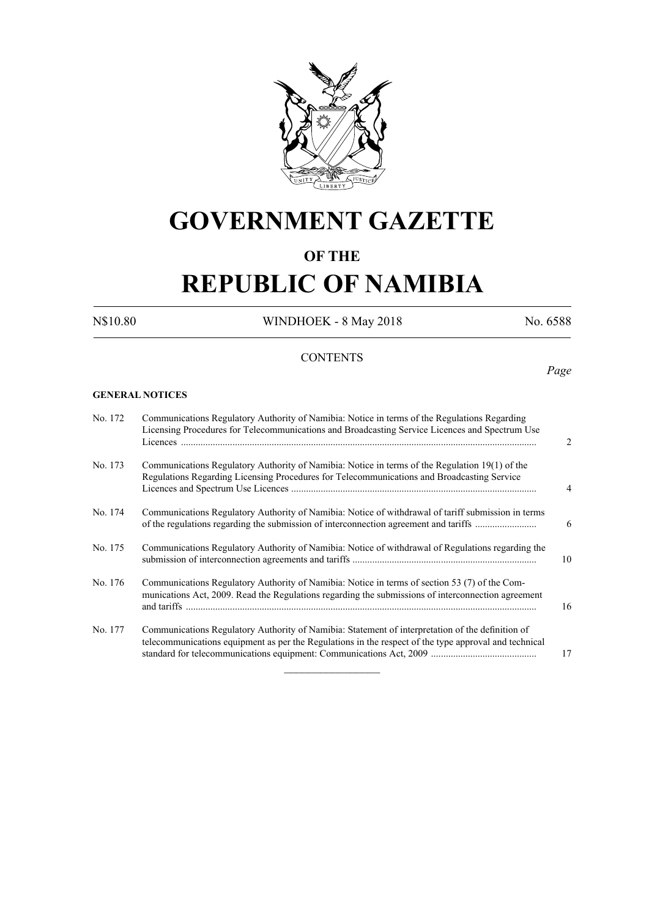# GOVERNMENT GAZETTE

## OF THE

# REPUBLIC OF NAMIBIA

N$10.80 WINDHOEK - 8 May 2018 No. 6588

## CONTENTS

*Page*

**GENERAL NOTICES**

| | | |
|---|---|---|
| No. 172 | Communications Regulatory Authority of Namibia: Notice in terms of the Regulations Regarding Licensing Procedures for Telecommunications and Broadcasting Service Licences and Spectrum Use Licences | 2 |
| No. 173 | Communications Regulatory Authority of Namibia: Notice in terms of the Regulation 19(1) of the Regulations Regarding Licensing Procedures for Telecommunications and Broadcasting Service Licences and Spectrum Use Licences | 4 |
| No. 174 | Communications Regulatory Authority of Namibia: Notice of withdrawal of tariff submission in terms of the regulations regarding the submission of interconnection agreement and tariffs | 6 |
| No. 175 | Communications Regulatory Authority of Namibia: Notice of withdrawal of Regulations regarding the submission of interconnection agreements and tariffs | 10 |
| No. 176 | Communications Regulatory Authority of Namibia: Notice in terms of section 53 (7) of the Communications Act, 2009. Read the Regulations regarding the submissions of interconnection agreement and tariffs | 16 |
| No. 177 | Communications Regulatory Authority of Namibia: Statement of interpretation of the definition of telecommunications equipment as per the Regulations in the respect of the type approval and technical standard for telecommunications equipment: Communications Act, 2009 | 17 |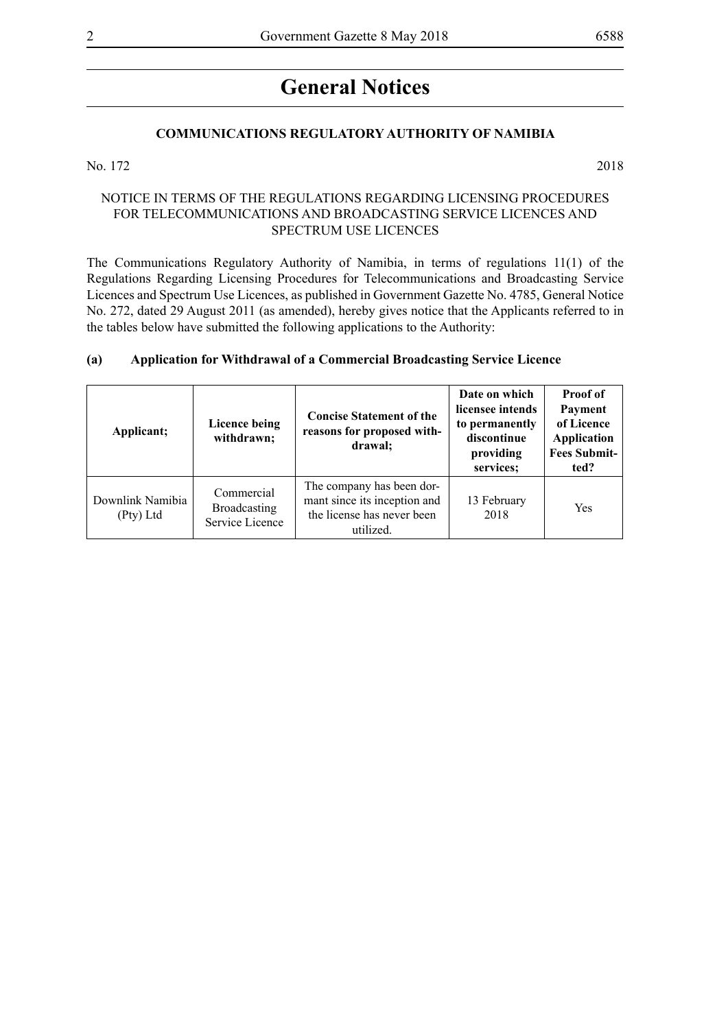# General Notices

## COMMUNICATIONS REGULATORY AUTHORITY OF NAMIBIA

No. 172 2018

NOTICE IN TERMS OF THE REGULATIONS REGARDING LICENSING PROCEDURES FOR TELECOMMUNICATIONS AND BROADCASTING SERVICE LICENCES AND SPECTRUM USE LICENCES

The Communications Regulatory Authority of Namibia, in terms of regulations 11(1) of the Regulations Regarding Licensing Procedures for Telecommunications and Broadcasting Service Licences and Spectrum Use Licences, as published in Government Gazette No. 4785, General Notice No. 272, dated 29 August 2011 (as amended), hereby gives notice that the Applicants referred to in the tables below have submitted the following applications to the Authority:

**(a) Application for Withdrawal of a Commercial Broadcasting Service Licence**

| Applicant; | Licence being withdrawn; | Concise Statement of the reasons for proposed withdrawal; | Date on which licensee intends to permanently discontinue providing services; | Proof of Payment of Licence Application Fees Submitted? |
|---|---|---|---|---|
| Downlink Namibia (Pty) Ltd | Commercial Broadcasting Service Licence | The company has been dormant since its inception and the license has never been utilized. | 13 February 2018 | Yes |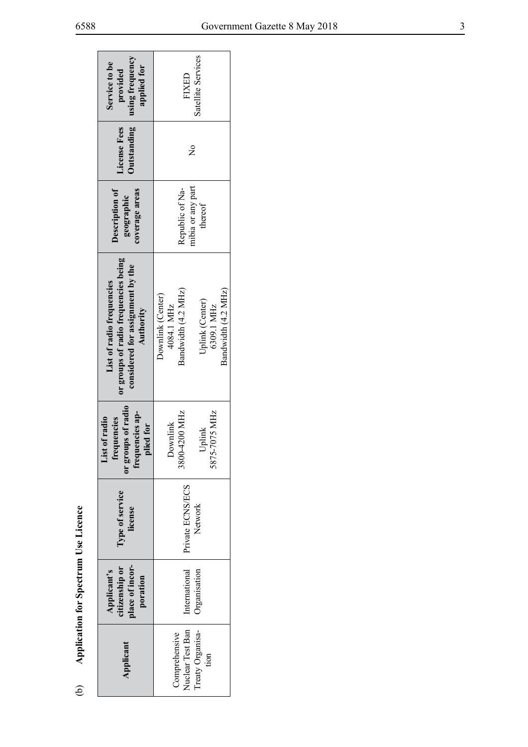(b) **Application for Spectrum Use Licence**

| Applicant | Applicant's citizenship or place of incorporation | Type of service license | List of radio frequencies or groups of radio frequencies applied for | List of radio frequencies or groups of radio frequencies being considered for assignment by the Authority | Description of geographic coverage areas | License Fees Outstanding | Service to be provided using frequency applied for |
|---|---|---|---|---|---|---|---|
| Comprehensive Nuclear Test Ban Treaty Organisation | International Organisation | Private ECNS/ECS Network | Downlink 3800-4200 MHz<br><br>Uplink 5875-7075 MHz | Downlink (Center) 4084.1 MHz Bandwidth (4.2 MHz)<br><br>Uplink (Center) 6309.1 MHz Bandwidth (4.2 MHz) | Republic of Namibia or any part thereof | No | FIXED Satellite Services |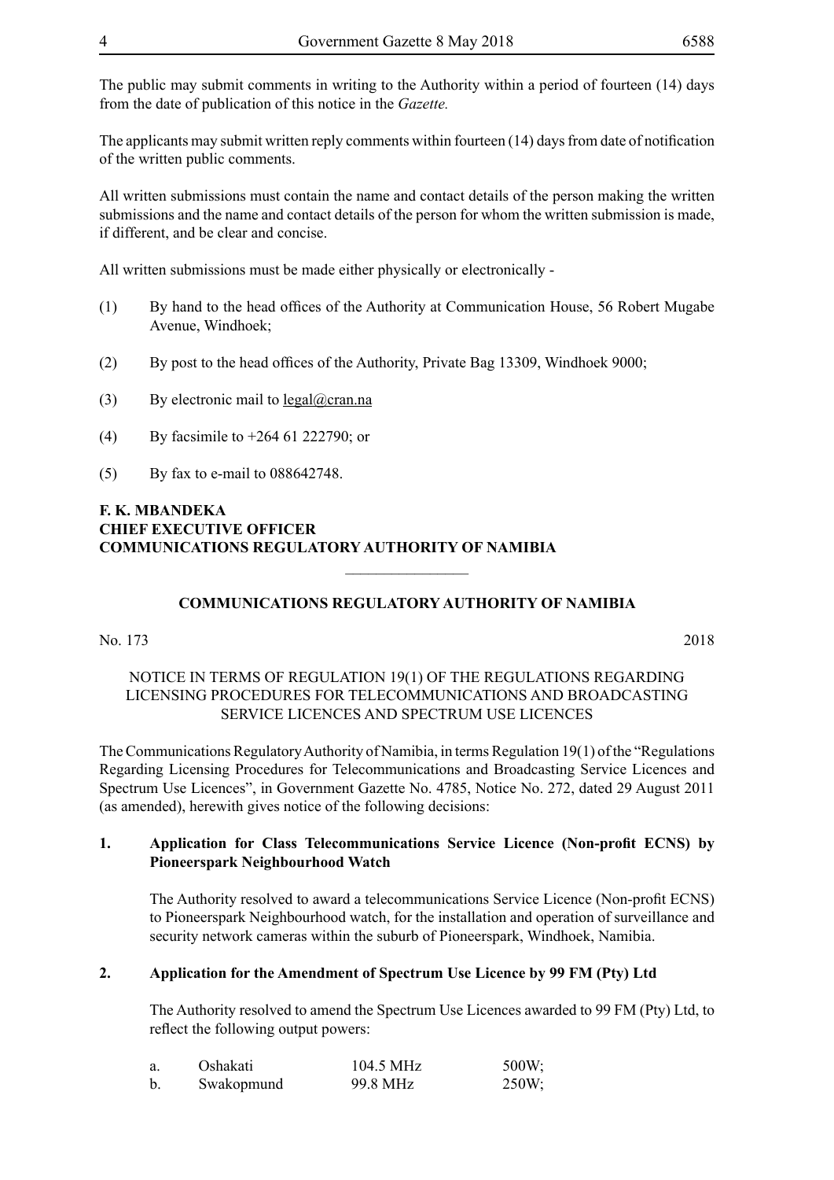The public may submit comments in writing to the Authority within a period of fourteen (14) days from the date of publication of this notice in the *Gazette.*

The applicants may submit written reply comments within fourteen (14) days from date of notification of the written public comments.

All written submissions must contain the name and contact details of the person making the written submissions and the name and contact details of the person for whom the written submission is made, if different, and be clear and concise.

All written submissions must be made either physically or electronically -

(1) By hand to the head offices of the Authority at Communication House, 56 Robert Mugabe Avenue, Windhoek;

(2) By post to the head offices of the Authority, Private Bag 13309, Windhoek 9000;

(3) By electronic mail to legal@cran.na

(4) By facsimile to +264 61 222790; or

(5) By fax to e-mail to 088642748.

**F. K. MBANDEKA**
**CHIEF EXECUTIVE OFFICER**
**COMMUNICATIONS REGULATORY AUTHORITY OF NAMIBIA**

---

## COMMUNICATIONS REGULATORY AUTHORITY OF NAMIBIA

No. 173 2018

NOTICE IN TERMS OF REGULATION 19(1) OF THE REGULATIONS REGARDING LICENSING PROCEDURES FOR TELECOMMUNICATIONS AND BROADCASTING SERVICE LICENCES AND SPECTRUM USE LICENCES

The Communications Regulatory Authority of Namibia, in terms Regulation 19(1) of the "Regulations Regarding Licensing Procedures for Telecommunications and Broadcasting Service Licences and Spectrum Use Licences", in Government Gazette No. 4785, Notice No. 272, dated 29 August 2011 (as amended), herewith gives notice of the following decisions:

**1. Application for Class Telecommunications Service Licence (Non-profit ECNS) by Pioneerspark Neighbourhood Watch**

The Authority resolved to award a telecommunications Service Licence (Non-profit ECNS) to Pioneerspark Neighbourhood watch, for the installation and operation of surveillance and security network cameras within the suburb of Pioneerspark, Windhoek, Namibia.

**2. Application for the Amendment of Spectrum Use Licence by 99 FM (Pty) Ltd**

The Authority resolved to amend the Spectrum Use Licences awarded to 99 FM (Pty) Ltd, to reflect the following output powers:

| | | | |
|---|---|---|---|
| a. | Oshakati | 104.5 MHz | 500W; |
| b. | Swakopmund | 99.8 MHz | 250W; |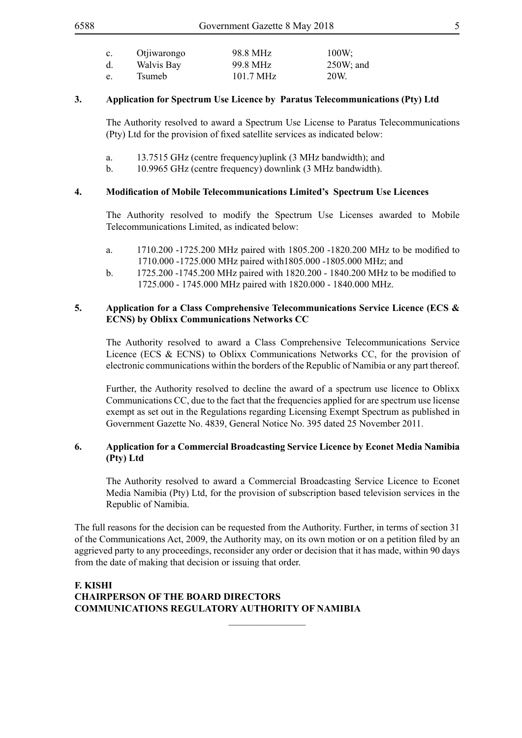| | | | |
|---|---|---|---|
| c. | Otjiwarongo | 98.8 MHz | 100W; |
| d. | Walvis Bay | 99.8 MHz | 250W; and |
| e. | Tsumeb | 101.7 MHz | 20W. |

**3. Application for Spectrum Use Licence by Paratus Telecommunications (Pty) Ltd**

The Authority resolved to award a Spectrum Use License to Paratus Telecommunications (Pty) Ltd for the provision of fixed satellite services as indicated below:

a. 13.7515 GHz (centre frequency)uplink (3 MHz bandwidth); and

b. 10.9965 GHz (centre frequency) downlink (3 MHz bandwidth).

**4. Modification of Mobile Telecommunications Limited's Spectrum Use Licences**

The Authority resolved to modify the Spectrum Use Licenses awarded to Mobile Telecommunications Limited, as indicated below:

a. 1710.200 -1725.200 MHz paired with 1805.200 -1820.200 MHz to be modified to 1710.000 -1725.000 MHz paired with1805.000 -1805.000 MHz; and

b. 1725.200 -1745.200 MHz paired with 1820.200 - 1840.200 MHz to be modified to 1725.000 - 1745.000 MHz paired with 1820.000 - 1840.000 MHz.

**5. Application for a Class Comprehensive Telecommunications Service Licence (ECS & ECNS) by Oblixx Communications Networks CC**

The Authority resolved to award a Class Comprehensive Telecommunications Service Licence (ECS & ECNS) to Oblixx Communications Networks CC, for the provision of electronic communications within the borders of the Republic of Namibia or any part thereof.

Further, the Authority resolved to decline the award of a spectrum use licence to Oblixx Communications CC, due to the fact that the frequencies applied for are spectrum use license exempt as set out in the Regulations regarding Licensing Exempt Spectrum as published in Government Gazette No. 4839, General Notice No. 395 dated 25 November 2011.

**6. Application for a Commercial Broadcasting Service Licence by Econet Media Namibia (Pty) Ltd**

The Authority resolved to award a Commercial Broadcasting Service Licence to Econet Media Namibia (Pty) Ltd, for the provision of subscription based television services in the Republic of Namibia.

The full reasons for the decision can be requested from the Authority. Further, in terms of section 31 of the Communications Act, 2009, the Authority may, on its own motion or on a petition filed by an aggrieved party to any proceedings, reconsider any order or decision that it has made, within 90 days from the date of making that decision or issuing that order.

**F. KISHI**
**CHAIRPERSON OF THE BOARD DIRECTORS**
**COMMUNICATIONS REGULATORY AUTHORITY OF NAMIBIA**

________________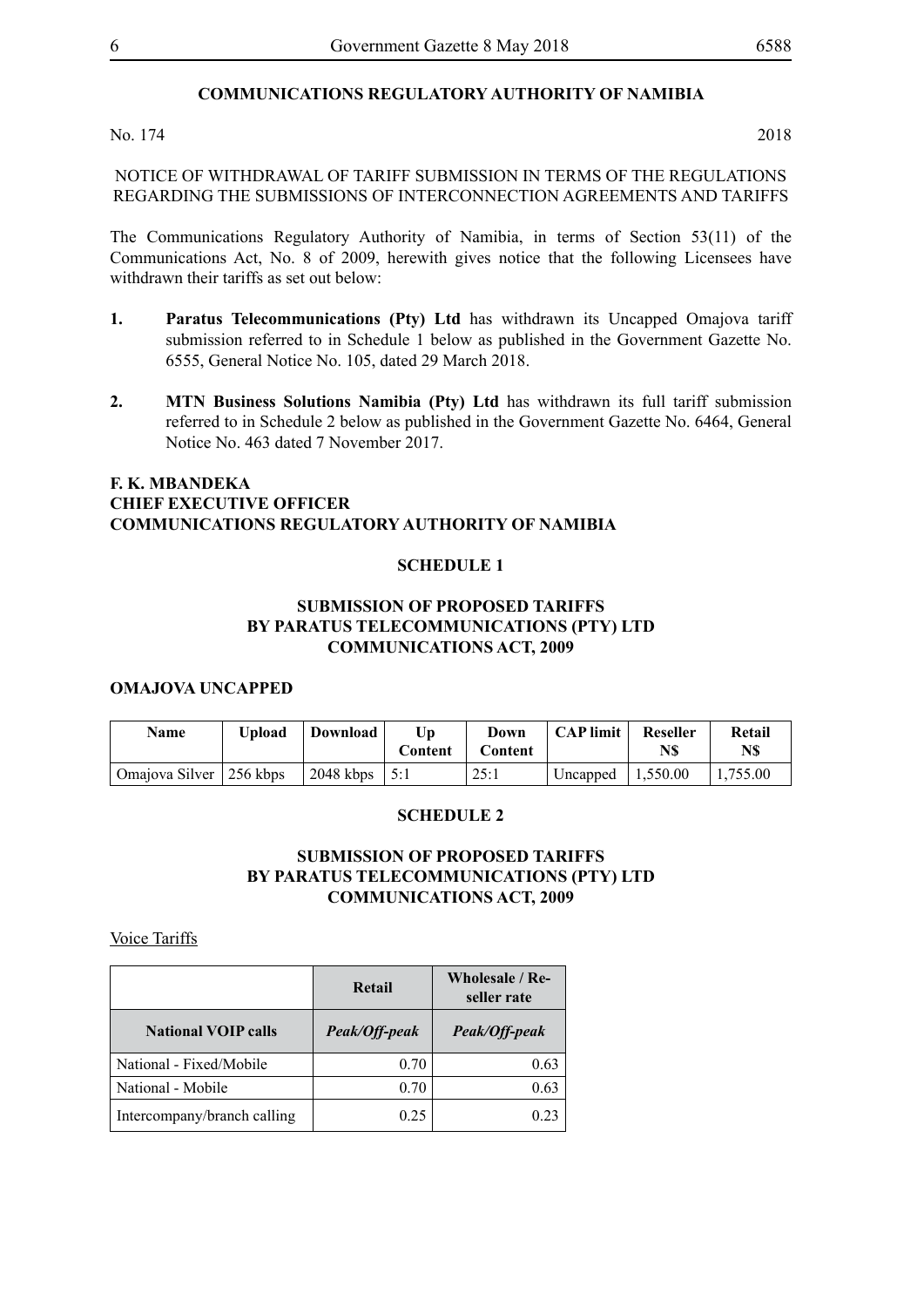**COMMUNICATIONS REGULATORY AUTHORITY OF NAMIBIA**

No. 174 2018

NOTICE OF WITHDRAWAL OF TARIFF SUBMISSION IN TERMS OF THE REGULATIONS REGARDING THE SUBMISSIONS OF INTERCONNECTION AGREEMENTS AND TARIFFS

The Communications Regulatory Authority of Namibia, in terms of Section 53(11) of the Communications Act, No. 8 of 2009, herewith gives notice that the following Licensees have withdrawn their tariffs as set out below:

1. **Paratus Telecommunications (Pty) Ltd** has withdrawn its Uncapped Omajova tariff submission referred to in Schedule 1 below as published in the Government Gazette No. 6555, General Notice No. 105, dated 29 March 2018.

2. **MTN Business Solutions Namibia (Pty) Ltd** has withdrawn its full tariff submission referred to in Schedule 2 below as published in the Government Gazette No. 6464, General Notice No. 463 dated 7 November 2017.

**F. K. MBANDEKA**
**CHIEF EXECUTIVE OFFICER**
**COMMUNICATIONS REGULATORY AUTHORITY OF NAMIBIA**

**SCHEDULE 1**

**SUBMISSION OF PROPOSED TARIFFS BY PARATUS TELECOMMUNICATIONS (PTY) LTD COMMUNICATIONS ACT, 2009**

**OMAJOVA UNCAPPED**

| Name | Upload | Download | Up Content | Down Content | CAP limit | Reseller N$ | Retail N$ |
|---|---|---|---|---|---|---|---|
| Omajova Silver | 256 kbps | 2048 kbps | 5:1 | 25:1 | Uncapped | 1,550.00 | 1,755.00 |

**SCHEDULE 2**

**SUBMISSION OF PROPOSED TARIFFS BY PARATUS TELECOMMUNICATIONS (PTY) LTD COMMUNICATIONS ACT, 2009**

Voice Tariffs

| | Retail | Wholesale / Re-seller rate |
|---|---|---|
| **National VOIP calls** | *Peak/Off-peak* | *Peak/Off-peak* |
| National - Fixed/Mobile | 0.70 | 0.63 |
| National - Mobile | 0.70 | 0.63 |
| Intercompany/branch calling | 0.25 | 0.23 |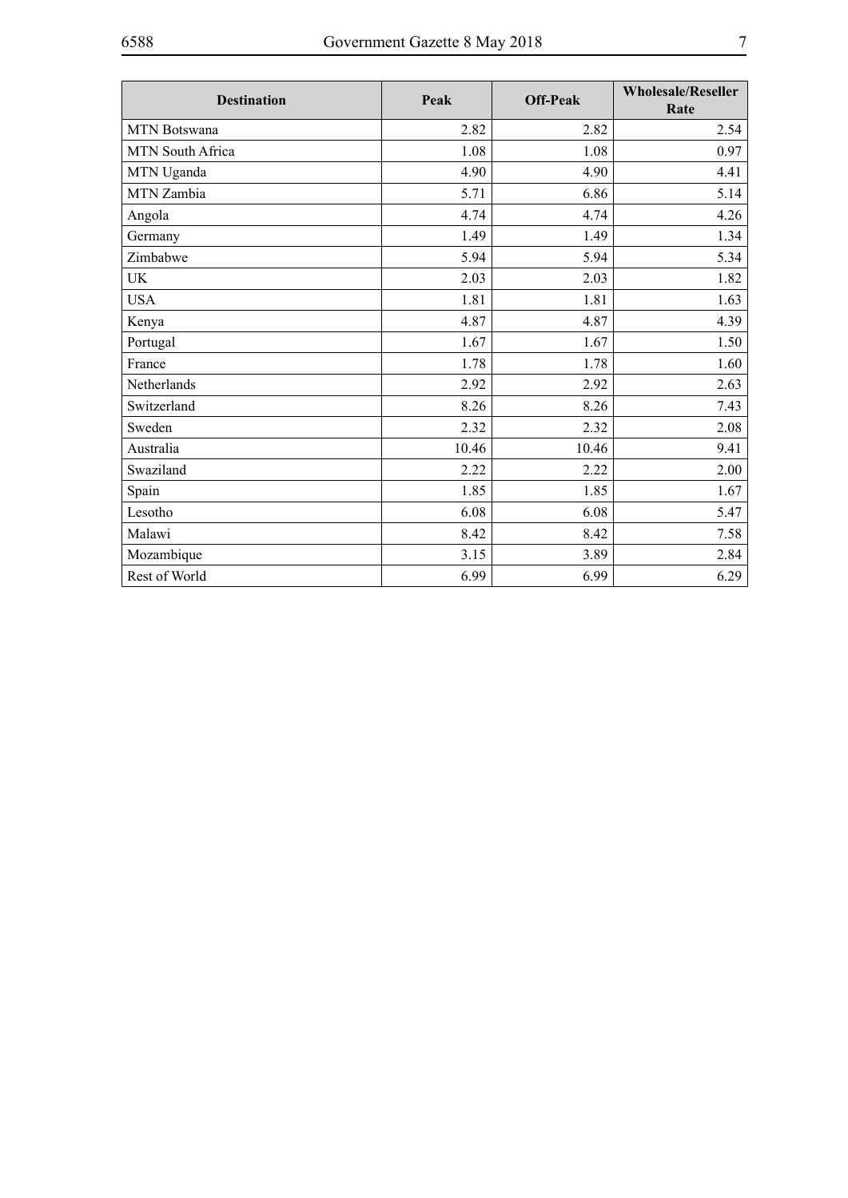| Destination | Peak | Off-Peak | Wholesale/Reseller Rate |
|---|---|---|---|
| MTN Botswana | 2.82 | 2.82 | 2.54 |
| MTN South Africa | 1.08 | 1.08 | 0.97 |
| MTN Uganda | 4.90 | 4.90 | 4.41 |
| MTN Zambia | 5.71 | 6.86 | 5.14 |
| Angola | 4.74 | 4.74 | 4.26 |
| Germany | 1.49 | 1.49 | 1.34 |
| Zimbabwe | 5.94 | 5.94 | 5.34 |
| UK | 2.03 | 2.03 | 1.82 |
| USA | 1.81 | 1.81 | 1.63 |
| Kenya | 4.87 | 4.87 | 4.39 |
| Portugal | 1.67 | 1.67 | 1.50 |
| France | 1.78 | 1.78 | 1.60 |
| Netherlands | 2.92 | 2.92 | 2.63 |
| Switzerland | 8.26 | 8.26 | 7.43 |
| Sweden | 2.32 | 2.32 | 2.08 |
| Australia | 10.46 | 10.46 | 9.41 |
| Swaziland | 2.22 | 2.22 | 2.00 |
| Spain | 1.85 | 1.85 | 1.67 |
| Lesotho | 6.08 | 6.08 | 5.47 |
| Malawi | 8.42 | 8.42 | 7.58 |
| Mozambique | 3.15 | 3.89 | 2.84 |
| Rest of World | 6.99 | 6.99 | 6.29 |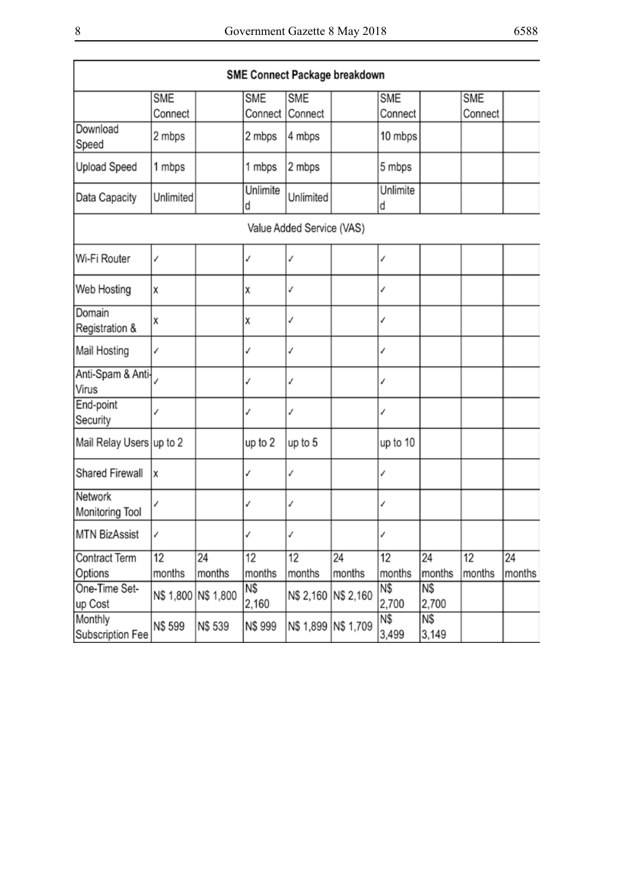| SME Connect Package breakdown | | | | | | | | | |
|---|---|---|---|---|---|---|---|---|---|
| | SME Connect | | SME Connect | SME Connect | | SME Connect | | SME Connect | |
| Download Speed | 2 mbps | | 2 mbps | 4 mbps | | 10 mbps | | | |
| Upload Speed | 1 mbps | | 1 mbps | 2 mbps | | 5 mbps | | | |
| Data Capacity | Unlimited | | Unlimited | Unlimited | | Unlimited | | | |
| Value Added Service (VAS) | | | | | | | | | |
| Wi-Fi Router | ✓ | | ✓ | ✓ | | ✓ | | | |
| Web Hosting | x | | x | ✓ | | ✓ | | | |
| Domain Registration & | x | | x | ✓ | | ✓ | | | |
| Mail Hosting | ✓ | | ✓ | ✓ | | ✓ | | | |
| Anti-Spam & Anti-Virus | ✓ | | ✓ | ✓ | | ✓ | | | |
| End-point Security | ✓ | | ✓ | ✓ | | ✓ | | | |
| Mail Relay Users | up to 2 | | up to 2 | up to 5 | | up to 10 | | | |
| Shared Firewall | x | | ✓ | ✓ | | ✓ | | | |
| Network Monitoring Tool | ✓ | | ✓ | ✓ | | ✓ | | | |
| MTN BizAssist | ✓ | | ✓ | ✓ | | ✓ | | | |
| Contract Term Options | 12 months | 24 months | 12 months | 12 months | 24 months | 12 months | 24 months | 12 months | 24 months |
| One-Time Set-up Cost | N$ 1,800 | N$ 1,800 | N$ 2,160 | N$ 2,160 | N$ 2,160 | N$ 2,700 | N$ 2,700 | | |
| Monthly Subscription Fee | N$ 599 | N$ 539 | N$ 999 | N$ 1,899 | N$ 1,709 | N$ 3,499 | N$ 3,149 | | |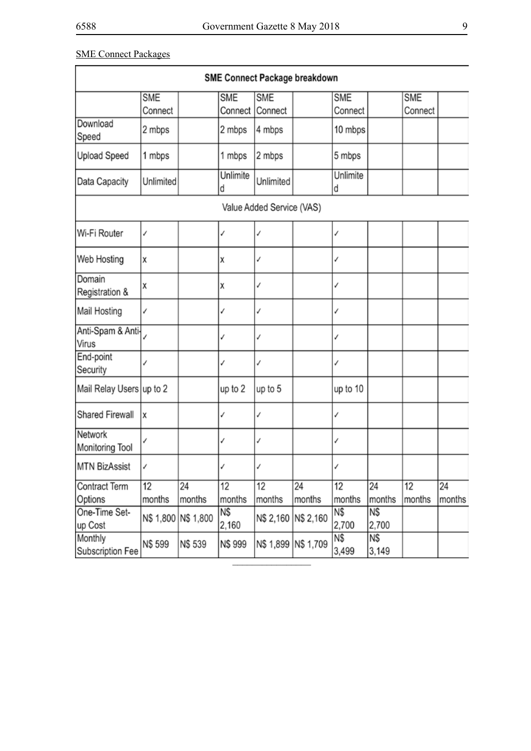SME Connect Packages

| SME Connect Package breakdown | | | | | | | | | |
|---|---|---|---|---|---|---|---|---|---|
| | SME Connect | | SME Connect | SME Connect | | SME Connect | | SME Connect | |
| Download Speed | 2 mbps | | 2 mbps | 4 mbps | | 10 mbps | | | |
| Upload Speed | 1 mbps | | 1 mbps | 2 mbps | | 5 mbps | | | |
| Data Capacity | Unlimited | | Unlimited | Unlimited | | Unlimited | | | |
| Value Added Service (VAS) | | | | | | | | | |
| Wi-Fi Router | ✓ | | ✓ | ✓ | | ✓ | | | |
| Web Hosting | x | | x | ✓ | | ✓ | | | |
| Domain Registration & | x | | x | ✓ | | ✓ | | | |
| Mail Hosting | ✓ | | ✓ | ✓ | | ✓ | | | |
| Anti-Spam & Anti-Virus | ✓ | | ✓ | ✓ | | ✓ | | | |
| End-point Security | ✓ | | ✓ | ✓ | | ✓ | | | |
| Mail Relay Users | up to 2 | | up to 2 | up to 5 | | up to 10 | | | |
| Shared Firewall | x | | ✓ | ✓ | | ✓ | | | |
| Network Monitoring Tool | ✓ | | ✓ | ✓ | | ✓ | | | |
| MTN BizAssist | ✓ | | ✓ | ✓ | | ✓ | | | |
| Contract Term Options | 12 months | 24 months | 12 months | 12 months | 24 months | 12 months | 24 months | 12 months | 24 months |
| One-Time Set-up Cost | N$ 1,800 | N$ 1,800 | N$ 2,160 | N$ 2,160 | N$ 2,160 | N$ 2,700 | N$ 2,700 | | |
| Monthly Subscription Fee | N$ 599 | N$ 539 | N$ 999 | N$ 1,899 | N$ 1,709 | N$ 3,499 | N$ 3,149 | | |

________________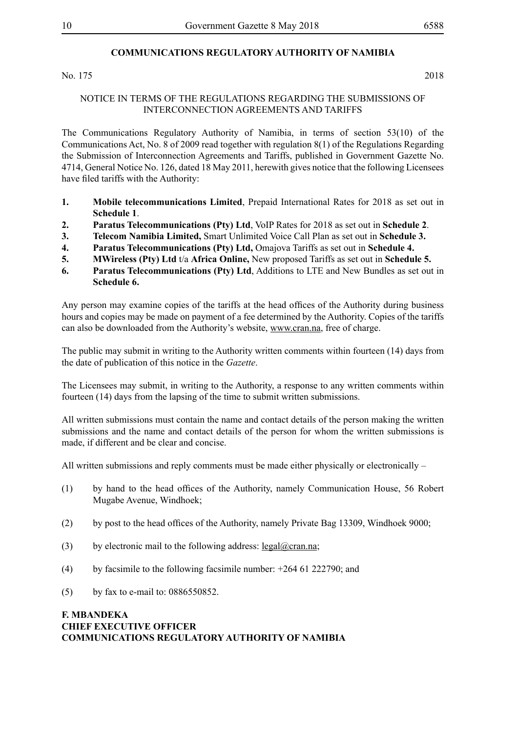## COMMUNICATIONS REGULATORY AUTHORITY OF NAMIBIA

No. 175 2018

NOTICE IN TERMS OF THE REGULATIONS REGARDING THE SUBMISSIONS OF INTERCONNECTION AGREEMENTS AND TARIFFS

The Communications Regulatory Authority of Namibia, in terms of section 53(10) of the Communications Act, No. 8 of 2009 read together with regulation 8(1) of the Regulations Regarding the Submission of Interconnection Agreements and Tariffs, published in Government Gazette No. 4714, General Notice No. 126, dated 18 May 2011, herewith gives notice that the following Licensees have filed tariffs with the Authority:

1. **Mobile telecommunications Limited**, Prepaid International Rates for 2018 as set out in **Schedule 1**.
2. **Paratus Telecommunications (Pty) Ltd**, VoIP Rates for 2018 as set out in **Schedule 2**.
3. **Telecom Namibia Limited,** Smart Unlimited Voice Call Plan as set out in **Schedule 3.**
4. **Paratus Telecommunications (Pty) Ltd,** Omajova Tariffs as set out in **Schedule 4.**
5. **MWireless (Pty) Ltd** t/a **Africa Online,** New proposed Tariffs as set out in **Schedule 5.**
6. **Paratus Telecommunications (Pty) Ltd**, Additions to LTE and New Bundles as set out in **Schedule 6.**

Any person may examine copies of the tariffs at the head offices of the Authority during business hours and copies may be made on payment of a fee determined by the Authority. Copies of the tariffs can also be downloaded from the Authority's website, www.cran.na, free of charge.

The public may submit in writing to the Authority written comments within fourteen (14) days from the date of publication of this notice in the *Gazette*.

The Licensees may submit, in writing to the Authority, a response to any written comments within fourteen (14) days from the lapsing of the time to submit written submissions.

All written submissions must contain the name and contact details of the person making the written submissions and the name and contact details of the person for whom the written submissions is made, if different and be clear and concise.

All written submissions and reply comments must be made either physically or electronically –

(1) by hand to the head offices of the Authority, namely Communication House, 56 Robert Mugabe Avenue, Windhoek;

(2) by post to the head offices of the Authority, namely Private Bag 13309, Windhoek 9000;

(3) by electronic mail to the following address: legal@cran.na;

(4) by facsimile to the following facsimile number: +264 61 222790; and

(5) by fax to e-mail to: 0886550852.

**F. MBANDEKA**
**CHIEF EXECUTIVE OFFICER**
**COMMUNICATIONS REGULATORY AUTHORITY OF NAMIBIA**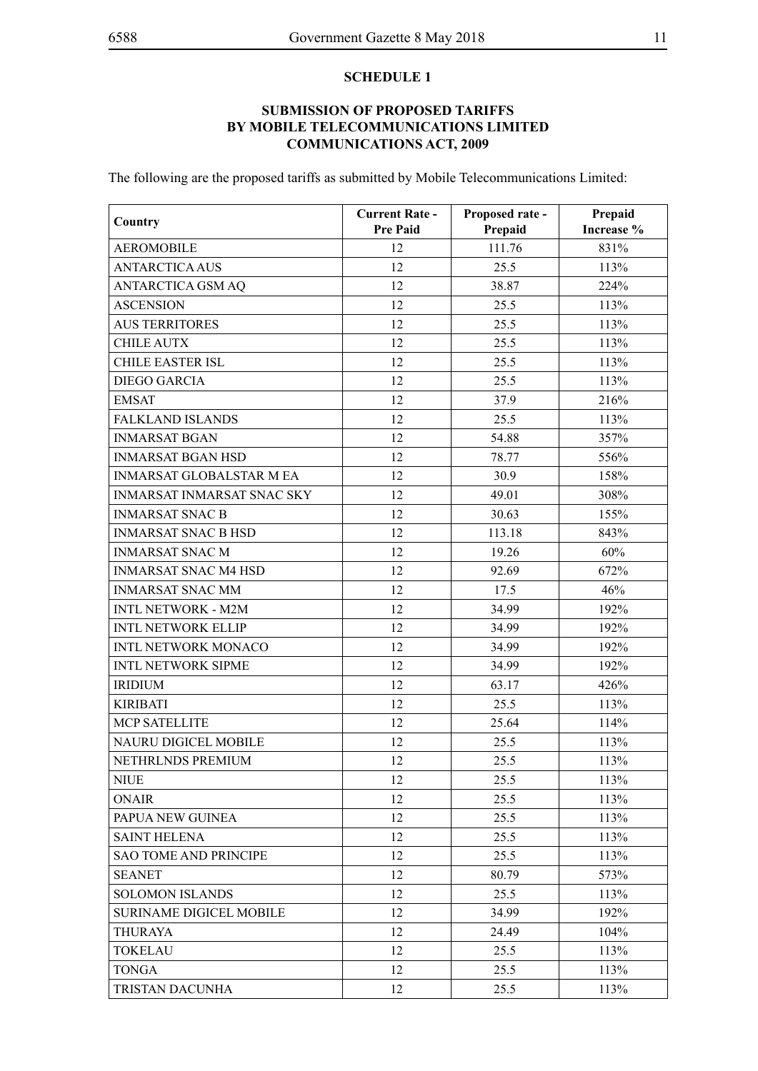## SCHEDULE 1

### SUBMISSION OF PROPOSED TARIFFS BY MOBILE TELECOMMUNICATIONS LIMITED COMMUNICATIONS ACT, 2009

The following are the proposed tariffs as submitted by Mobile Telecommunications Limited:

| Country | Current Rate - Pre Paid | Proposed rate - Prepaid | Prepaid Increase % |
|---|---|---|---|
| AEROMOBILE | 12 | 111.76 | 831% |
| ANTARCTICA AUS | 12 | 25.5 | 113% |
| ANTARCTICA GSM AQ | 12 | 38.87 | 224% |
| ASCENSION | 12 | 25.5 | 113% |
| AUS TERRITORES | 12 | 25.5 | 113% |
| CHILE AUTX | 12 | 25.5 | 113% |
| CHILE EASTER ISL | 12 | 25.5 | 113% |
| DIEGO GARCIA | 12 | 25.5 | 113% |
| EMSAT | 12 | 37.9 | 216% |
| FALKLAND ISLANDS | 12 | 25.5 | 113% |
| INMARSAT BGAN | 12 | 54.88 | 357% |
| INMARSAT BGAN HSD | 12 | 78.77 | 556% |
| INMARSAT GLOBALSTAR M EA | 12 | 30.9 | 158% |
| INMARSAT INMARSAT SNAC SKY | 12 | 49.01 | 308% |
| INMARSAT SNAC B | 12 | 30.63 | 155% |
| INMARSAT SNAC B HSD | 12 | 113.18 | 843% |
| INMARSAT SNAC M | 12 | 19.26 | 60% |
| INMARSAT SNAC M4 HSD | 12 | 92.69 | 672% |
| INMARSAT SNAC MM | 12 | 17.5 | 46% |
| INTL NETWORK - M2M | 12 | 34.99 | 192% |
| INTL NETWORK ELLIP | 12 | 34.99 | 192% |
| INTL NETWORK MONACO | 12 | 34.99 | 192% |
| INTL NETWORK SIPME | 12 | 34.99 | 192% |
| IRIDIUM | 12 | 63.17 | 426% |
| KIRIBATI | 12 | 25.5 | 113% |
| MCP SATELLITE | 12 | 25.64 | 114% |
| NAURU DIGICEL MOBILE | 12 | 25.5 | 113% |
| NETHRLNDS PREMIUM | 12 | 25.5 | 113% |
| NIUE | 12 | 25.5 | 113% |
| ONAIR | 12 | 25.5 | 113% |
| PAPUA NEW GUINEA | 12 | 25.5 | 113% |
| SAINT HELENA | 12 | 25.5 | 113% |
| SAO TOME AND PRINCIPE | 12 | 25.5 | 113% |
| SEANET | 12 | 80.79 | 573% |
| SOLOMON ISLANDS | 12 | 25.5 | 113% |
| SURINAME DIGICEL MOBILE | 12 | 34.99 | 192% |
| THURAYA | 12 | 24.49 | 104% |
| TOKELAU | 12 | 25.5 | 113% |
| TONGA | 12 | 25.5 | 113% |
| TRISTAN DACUNHA | 12 | 25.5 | 113% |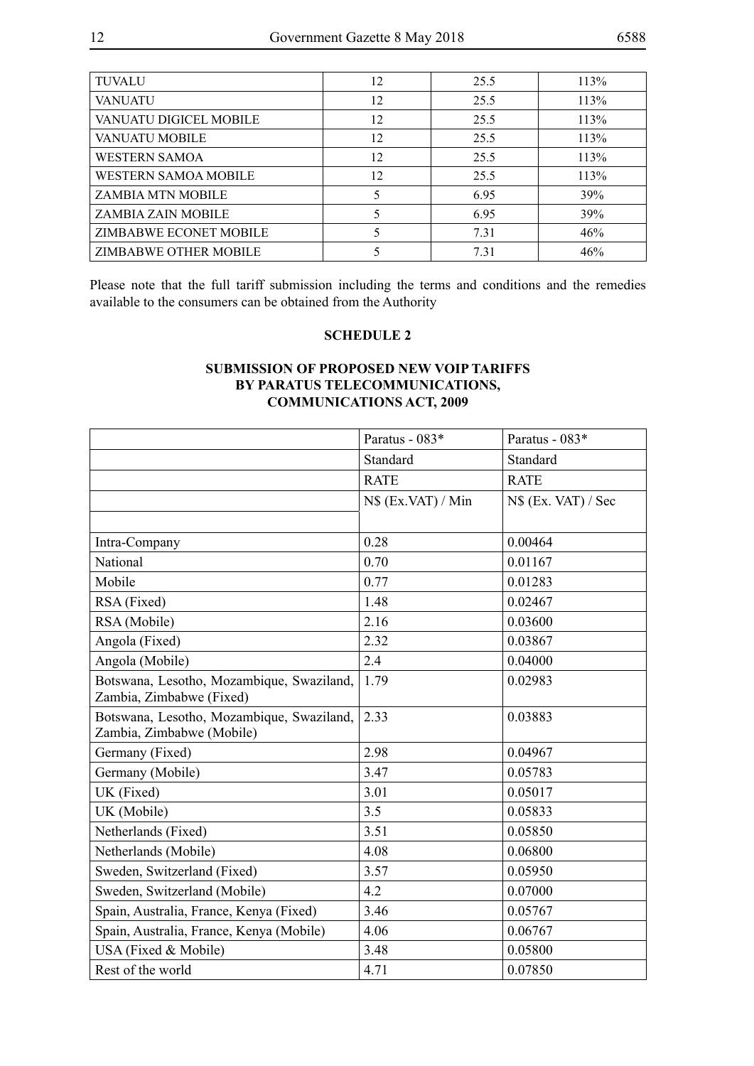| | | | |
|---|---|---|---|
| TUVALU | 12 | 25.5 | 113% |
| VANUATU | 12 | 25.5 | 113% |
| VANUATU DIGICEL MOBILE | 12 | 25.5 | 113% |
| VANUATU MOBILE | 12 | 25.5 | 113% |
| WESTERN SAMOA | 12 | 25.5 | 113% |
| WESTERN SAMOA MOBILE | 12 | 25.5 | 113% |
| ZAMBIA MTN MOBILE | 5 | 6.95 | 39% |
| ZAMBIA ZAIN MOBILE | 5 | 6.95 | 39% |
| ZIMBABWE ECONET MOBILE | 5 | 7.31 | 46% |
| ZIMBABWE OTHER MOBILE | 5 | 7.31 | 46% |

Please note that the full tariff submission including the terms and conditions and the remedies available to the consumers can be obtained from the Authority

## SCHEDULE 2

## SUBMISSION OF PROPOSED NEW VOIP TARIFFS BY PARATUS TELECOMMUNICATIONS, COMMUNICATIONS ACT, 2009

| | Paratus - 083* | Paratus - 083* |
|---|---|---|
| | Standard | Standard |
| | RATE | RATE |
| | N$ (Ex.VAT) / Min | N$ (Ex. VAT) / Sec |
| | | |
| Intra-Company | 0.28 | 0.00464 |
| National | 0.70 | 0.01167 |
| Mobile | 0.77 | 0.01283 |
| RSA (Fixed) | 1.48 | 0.02467 |
| RSA (Mobile) | 2.16 | 0.03600 |
| Angola (Fixed) | 2.32 | 0.03867 |
| Angola (Mobile) | 2.4 | 0.04000 |
| Botswana, Lesotho, Mozambique, Swaziland, Zambia, Zimbabwe (Fixed) | 1.79 | 0.02983 |
| Botswana, Lesotho, Mozambique, Swaziland, Zambia, Zimbabwe (Mobile) | 2.33 | 0.03883 |
| Germany (Fixed) | 2.98 | 0.04967 |
| Germany (Mobile) | 3.47 | 0.05783 |
| UK (Fixed) | 3.01 | 0.05017 |
| UK (Mobile) | 3.5 | 0.05833 |
| Netherlands (Fixed) | 3.51 | 0.05850 |
| Netherlands (Mobile) | 4.08 | 0.06800 |
| Sweden, Switzerland (Fixed) | 3.57 | 0.05950 |
| Sweden, Switzerland (Mobile) | 4.2 | 0.07000 |
| Spain, Australia, France, Kenya (Fixed) | 3.46 | 0.05767 |
| Spain, Australia, France, Kenya (Mobile) | 4.06 | 0.06767 |
| USA (Fixed & Mobile) | 3.48 | 0.05800 |
| Rest of the world | 4.71 | 0.07850 |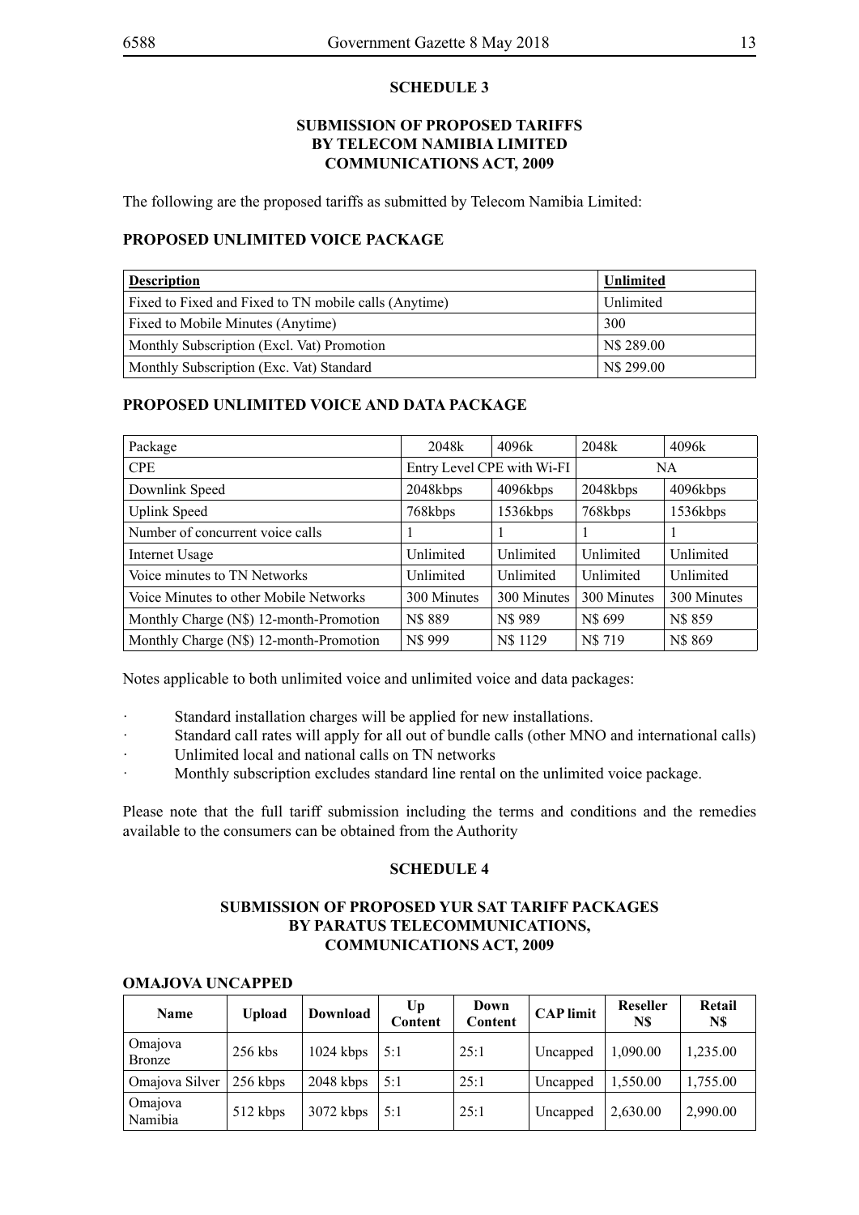## SCHEDULE 3

### SUBMISSION OF PROPOSED TARIFFS BY TELECOM NAMIBIA LIMITED COMMUNICATIONS ACT, 2009

The following are the proposed tariffs as submitted by Telecom Namibia Limited:

### PROPOSED UNLIMITED VOICE PACKAGE

| Description | Unlimited |
|---|---|
| Fixed to Fixed and Fixed to TN mobile calls (Anytime) | Unlimited |
| Fixed to Mobile Minutes (Anytime) | 300 |
| Monthly Subscription (Excl. Vat) Promotion | N$ 289.00 |
| Monthly Subscription (Exc. Vat) Standard | N$ 299.00 |

### PROPOSED UNLIMITED VOICE AND DATA PACKAGE

| Package | 2048k | 4096k | 2048k | 4096k |
|---|---|---|---|---|
| CPE | Entry Level CPE with Wi-FI | | NA | |
| Downlink Speed | 2048kbps | 4096kbps | 2048kbps | 4096kbps |
| Uplink Speed | 768kbps | 1536kbps | 768kbps | 1536kbps |
| Number of concurrent voice calls | 1 | 1 | 1 | 1 |
| Internet Usage | Unlimited | Unlimited | Unlimited | Unlimited |
| Voice minutes to TN Networks | Unlimited | Unlimited | Unlimited | Unlimited |
| Voice Minutes to other Mobile Networks | 300 Minutes | 300 Minutes | 300 Minutes | 300 Minutes |
| Monthly Charge (N$) 12-month-Promotion | N$ 889 | N$ 989 | N$ 699 | N$ 859 |
| Monthly Charge (N$) 12-month-Promotion | N$ 999 | N$ 1129 | N$ 719 | N$ 869 |

Notes applicable to both unlimited voice and unlimited voice and data packages:

- Standard installation charges will be applied for new installations.
- Standard call rates will apply for all out of bundle calls (other MNO and international calls)
- Unlimited local and national calls on TN networks
- Monthly subscription excludes standard line rental on the unlimited voice package.

Please note that the full tariff submission including the terms and conditions and the remedies available to the consumers can be obtained from the Authority

## SCHEDULE 4

### SUBMISSION OF PROPOSED YUR SAT TARIFF PACKAGES BY PARATUS TELECOMMUNICATIONS, COMMUNICATIONS ACT, 2009

### OMAJOVA UNCAPPED

| Name | Upload | Download | Up Content | Down Content | CAP limit | Reseller N$ | Retail N$ |
|---|---|---|---|---|---|---|---|
| Omajova Bronze | 256 kbs | 1024 kbps | 5:1 | 25:1 | Uncapped | 1,090.00 | 1,235.00 |
| Omajova Silver | 256 kbps | 2048 kbps | 5:1 | 25:1 | Uncapped | 1,550.00 | 1,755.00 |
| Omajova Namibia | 512 kbps | 3072 kbps | 5:1 | 25:1 | Uncapped | 2,630.00 | 2,990.00 |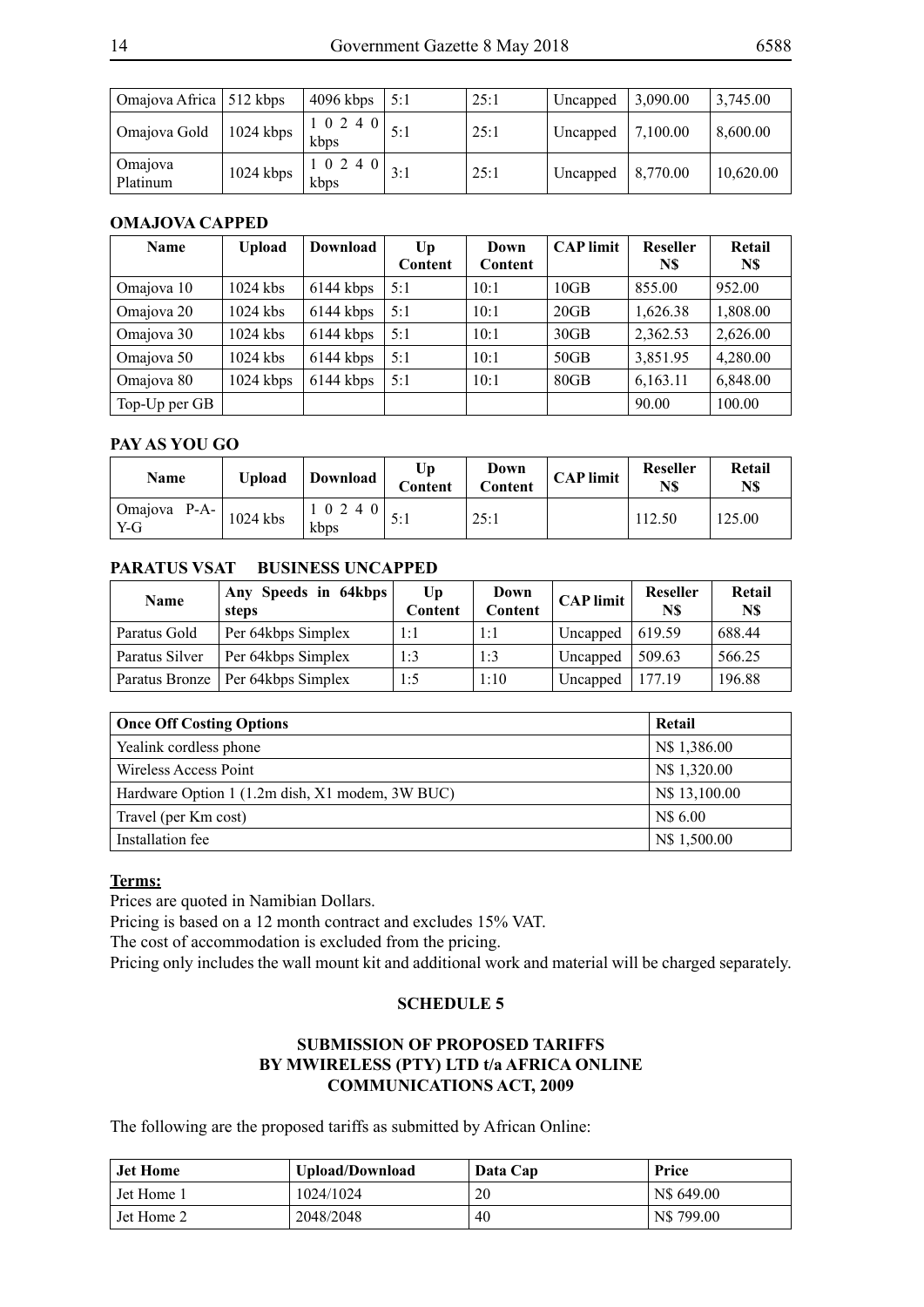| Omajova Africa | 512 kbps | 4096 kbps | 5:1 | 25:1 | Uncapped | 3,090.00 | 3,745.00 |
|---|---|---|---|---|---|---|---|
| Omajova Gold | 1024 kbps | 1 0 2 4 0 kbps | 5:1 | 25:1 | Uncapped | 7,100.00 | 8,600.00 |
| Omajova Platinum | 1024 kbps | 1 0 2 4 0 kbps | 3:1 | 25:1 | Uncapped | 8,770.00 | 10,620.00 |

**OMAJOVA CAPPED**

| Name | Upload | Download | Up Content | Down Content | CAP limit | Reseller N$ | Retail N$ |
|---|---|---|---|---|---|---|---|
| Omajova 10 | 1024 kbs | 6144 kbps | 5:1 | 10:1 | 10GB | 855.00 | 952.00 |
| Omajova 20 | 1024 kbs | 6144 kbps | 5:1 | 10:1 | 20GB | 1,626.38 | 1,808.00 |
| Omajova 30 | 1024 kbs | 6144 kbps | 5:1 | 10:1 | 30GB | 2,362.53 | 2,626.00 |
| Omajova 50 | 1024 kbs | 6144 kbps | 5:1 | 10:1 | 50GB | 3,851.95 | 4,280.00 |
| Omajova 80 | 1024 kbps | 6144 kbps | 5:1 | 10:1 | 80GB | 6,163.11 | 6,848.00 |
| Top-Up per GB | | | | | | 90.00 | 100.00 |

**PAY AS YOU GO**

| Name | Upload | Download | Up Content | Down Content | CAP limit | Reseller N$ | Retail N$ |
|---|---|---|---|---|---|---|---|
| Omajova P-A-Y-G | 1024 kbs | 1 0 2 4 0 kbps | 5:1 | 25:1 | | 112.50 | 125.00 |

**PARATUS VSAT BUSINESS UNCAPPED**

| Name | Any Speeds in 64kbps steps | Up Content | Down Content | CAP limit | Reseller N$ | Retail N$ |
|---|---|---|---|---|---|---|
| Paratus Gold | Per 64kbps Simplex | 1:1 | 1:1 | Uncapped | 619.59 | 688.44 |
| Paratus Silver | Per 64kbps Simplex | 1:3 | 1:3 | Uncapped | 509.63 | 566.25 |
| Paratus Bronze | Per 64kbps Simplex | 1:5 | 1:10 | Uncapped | 177.19 | 196.88 |

| Once Off Costing Options | Retail |
|---|---|
| Yealink cordless phone | N$ 1,386.00 |
| Wireless Access Point | N$ 1,320.00 |
| Hardware Option 1 (1.2m dish, X1 modem, 3W BUC) | N$ 13,100.00 |
| Travel (per Km cost) | N$ 6.00 |
| Installation fee | N$ 1,500.00 |

**Terms:**

Prices are quoted in Namibian Dollars.

Pricing is based on a 12 month contract and excludes 15% VAT.

The cost of accommodation is excluded from the pricing.

Pricing only includes the wall mount kit and additional work and material will be charged separately.

**SCHEDULE 5**

**SUBMISSION OF PROPOSED TARIFFS BY MWIRELESS (PTY) LTD t/a AFRICA ONLINE COMMUNICATIONS ACT, 2009**

The following are the proposed tariffs as submitted by African Online:

| Jet Home | Upload/Download | Data Cap | Price |
|---|---|---|---|
| Jet Home 1 | 1024/1024 | 20 | N$ 649.00 |
| Jet Home 2 | 2048/2048 | 40 | N$ 799.00 |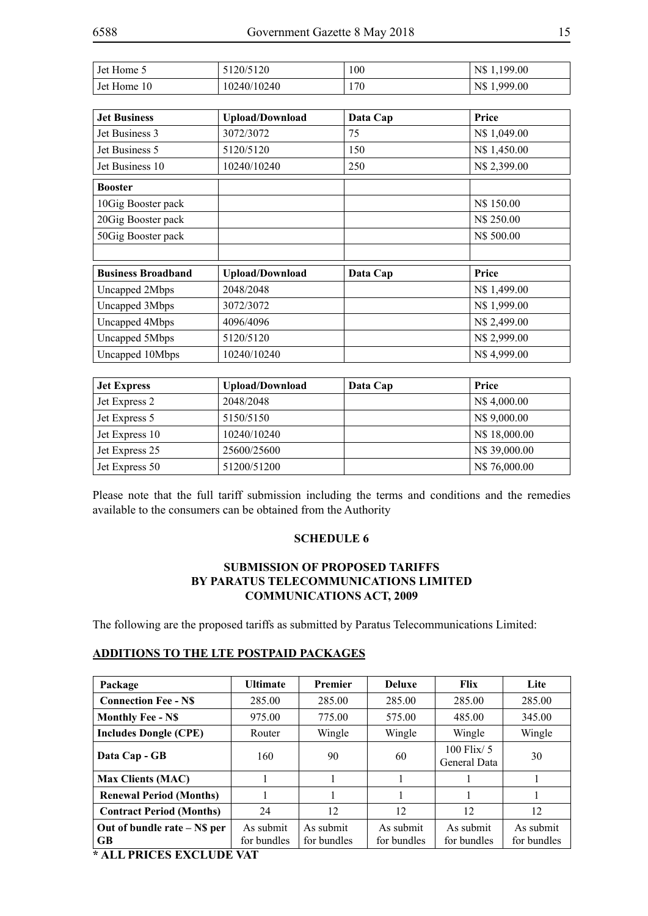| | | | |
|---|---|---|---|
| Jet Home 5 | 5120/5120 | 100 | N$ 1,199.00 |
| Jet Home 10 | 10240/10240 | 170 | N$ 1,999.00 |

| **Jet Business** | **Upload/Download** | **Data Cap** | **Price** |
|---|---|---|---|
| Jet Business 3 | 3072/3072 | 75 | N$ 1,049.00 |
| Jet Business 5 | 5120/5120 | 150 | N$ 1,450.00 |
| Jet Business 10 | 10240/10240 | 250 | N$ 2,399.00 |
| **Booster** | | | |
| 10Gig Booster pack | | | N$ 150.00 |
| 20Gig Booster pack | | | N$ 250.00 |
| 50Gig Booster pack | | | N$ 500.00 |
| | | | |

| **Business Broadband** | **Upload/Download** | **Data Cap** | **Price** |
|---|---|---|---|
| Uncapped 2Mbps | 2048/2048 | | N$ 1,499.00 |
| Uncapped 3Mbps | 3072/3072 | | N$ 1,999.00 |
| Uncapped 4Mbps | 4096/4096 | | N$ 2,499.00 |
| Uncapped 5Mbps | 5120/5120 | | N$ 2,999.00 |
| Uncapped 10Mbps | 10240/10240 | | N$ 4,999.00 |

| **Jet Express** | **Upload/Download** | **Data Cap** | **Price** |
|---|---|---|---|
| Jet Express 2 | 2048/2048 | | N$ 4,000.00 |
| Jet Express 5 | 5150/5150 | | N$ 9,000.00 |
| Jet Express 10 | 10240/10240 | | N$ 18,000.00 |
| Jet Express 25 | 25600/25600 | | N$ 39,000.00 |
| Jet Express 50 | 51200/51200 | | N$ 76,000.00 |

Please note that the full tariff submission including the terms and conditions and the remedies available to the consumers can be obtained from the Authority

## SCHEDULE 6

## SUBMISSION OF PROPOSED TARIFFS BY PARATUS TELECOMMUNICATIONS LIMITED COMMUNICATIONS ACT, 2009

The following are the proposed tariffs as submitted by Paratus Telecommunications Limited:

### ADDITIONS TO THE LTE POSTPAID PACKAGES

| **Package** | **Ultimate** | **Premier** | **Deluxe** | **Flix** | **Lite** |
|---|---|---|---|---|---|
| **Connection Fee - N$** | 285.00 | 285.00 | 285.00 | 285.00 | 285.00 |
| **Monthly Fee - N$** | 975.00 | 775.00 | 575.00 | 485.00 | 345.00 |
| **Includes Dongle (CPE)** | Router | Wingle | Wingle | Wingle | Wingle |
| **Data Cap - GB** | 160 | 90 | 60 | 100 Flix/ 5 General Data | 30 |
| **Max Clients (MAC)** | 1 | 1 | 1 | 1 | 1 |
| **Renewal Period (Months)** | 1 | 1 | 1 | 1 | 1 |
| **Contract Period (Months)** | 24 | 12 | 12 | 12 | 12 |
| **Out of bundle rate – N$ per GB** | As submit for bundles | As submit for bundles | As submit for bundles | As submit for bundles | As submit for bundles |

**\* ALL PRICES EXCLUDE VAT**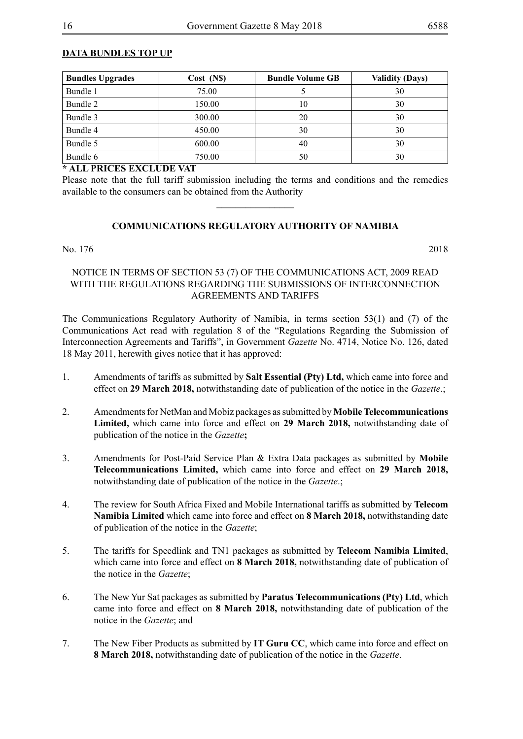**DATA BUNDLES TOP UP**

| Bundles Upgrades | Cost (N$) | Bundle Volume GB | Validity (Days) |
|---|---|---|---|
| Bundle 1 | 75.00 | 5 | 30 |
| Bundle 2 | 150.00 | 10 | 30 |
| Bundle 3 | 300.00 | 20 | 30 |
| Bundle 4 | 450.00 | 30 | 30 |
| Bundle 5 | 600.00 | 40 | 30 |
| Bundle 6 | 750.00 | 50 | 30 |

**\* ALL PRICES EXCLUDE VAT**

Please note that the full tariff submission including the terms and conditions and the remedies available to the consumers can be obtained from the Authority

________________

**COMMUNICATIONS REGULATORY AUTHORITY OF NAMIBIA**

No. 176 2018

NOTICE IN TERMS OF SECTION 53 (7) OF THE COMMUNICATIONS ACT, 2009 READ WITH THE REGULATIONS REGARDING THE SUBMISSIONS OF INTERCONNECTION AGREEMENTS AND TARIFFS

The Communications Regulatory Authority of Namibia, in terms section 53(1) and (7) of the Communications Act read with regulation 8 of the "Regulations Regarding the Submission of Interconnection Agreements and Tariffs", in Government *Gazette* No. 4714, Notice No. 126, dated 18 May 2011, herewith gives notice that it has approved:

1. Amendments of tariffs as submitted by **Salt Essential (Pty) Ltd,** which came into force and effect on **29 March 2018,** notwithstanding date of publication of the notice in the *Gazette*.;

2. Amendments for NetMan and Mobiz packages as submitted by **Mobile Telecommunications Limited,** which came into force and effect on **29 March 2018,** notwithstanding date of publication of the notice in the *Gazette***;**

3. Amendments for Post-Paid Service Plan & Extra Data packages as submitted by **Mobile Telecommunications Limited,** which came into force and effect on **29 March 2018,** notwithstanding date of publication of the notice in the *Gazette*.;

4. The review for South Africa Fixed and Mobile International tariffs as submitted by **Telecom Namibia Limited** which came into force and effect on **8 March 2018,** notwithstanding date of publication of the notice in the *Gazette*;

5. The tariffs for Speedlink and TN1 packages as submitted by **Telecom Namibia Limited**, which came into force and effect on **8 March 2018,** notwithstanding date of publication of the notice in the *Gazette*;

6. The New Yur Sat packages as submitted by **Paratus Telecommunications (Pty) Ltd**, which came into force and effect on **8 March 2018,** notwithstanding date of publication of the notice in the *Gazette*; and

7. The New Fiber Products as submitted by **IT Guru CC**, which came into force and effect on **8 March 2018,** notwithstanding date of publication of the notice in the *Gazette*.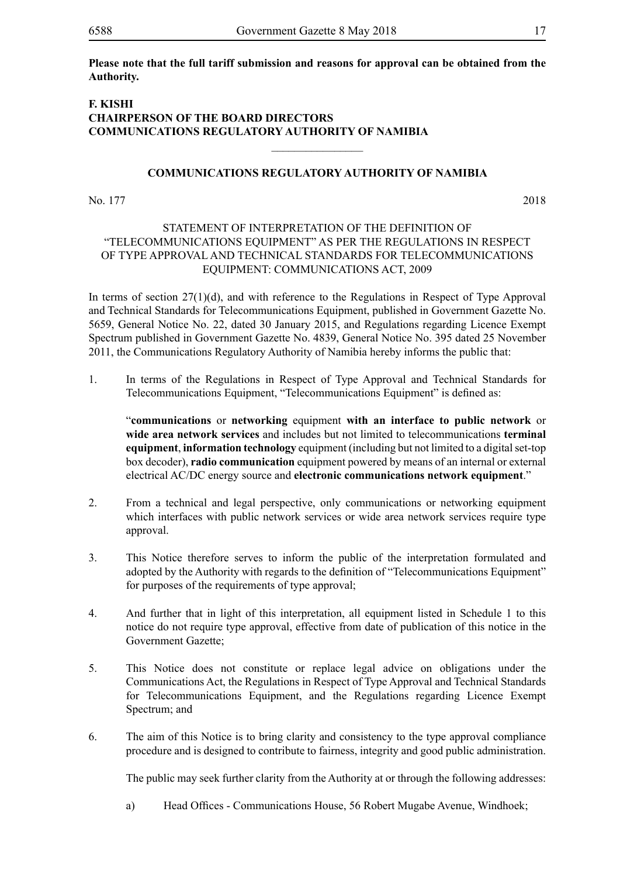**Please note that the full tariff submission and reasons for approval can be obtained from the Authority.**

**F. KISHI**
**CHAIRPERSON OF THE BOARD DIRECTORS**
**COMMUNICATIONS REGULATORY AUTHORITY OF NAMIBIA**

---

## COMMUNICATIONS REGULATORY AUTHORITY OF NAMIBIA

No. 177 2018

### STATEMENT OF INTERPRETATION OF THE DEFINITION OF "TELECOMMUNICATIONS EQUIPMENT" AS PER THE REGULATIONS IN RESPECT OF TYPE APPROVAL AND TECHNICAL STANDARDS FOR TELECOMMUNICATIONS EQUIPMENT: COMMUNICATIONS ACT, 2009

In terms of section 27(1)(d), and with reference to the Regulations in Respect of Type Approval and Technical Standards for Telecommunications Equipment, published in Government Gazette No. 5659, General Notice No. 22, dated 30 January 2015, and Regulations regarding Licence Exempt Spectrum published in Government Gazette No. 4839, General Notice No. 395 dated 25 November 2011, the Communications Regulatory Authority of Namibia hereby informs the public that:

1. In terms of the Regulations in Respect of Type Approval and Technical Standards for Telecommunications Equipment, "Telecommunications Equipment" is defined as:

   "**communications** or **networking** equipment **with an interface to public network** or **wide area network services** and includes but not limited to telecommunications **terminal equipment**, **information technology** equipment (including but not limited to a digital set-top box decoder), **radio communication** equipment powered by means of an internal or external electrical AC/DC energy source and **electronic communications network equipment**."

2. From a technical and legal perspective, only communications or networking equipment which interfaces with public network services or wide area network services require type approval.

3. This Notice therefore serves to inform the public of the interpretation formulated and adopted by the Authority with regards to the definition of "Telecommunications Equipment" for purposes of the requirements of type approval;

4. And further that in light of this interpretation, all equipment listed in Schedule 1 to this notice do not require type approval, effective from date of publication of this notice in the Government Gazette;

5. This Notice does not constitute or replace legal advice on obligations under the Communications Act, the Regulations in Respect of Type Approval and Technical Standards for Telecommunications Equipment, and the Regulations regarding Licence Exempt Spectrum; and

6. The aim of this Notice is to bring clarity and consistency to the type approval compliance procedure and is designed to contribute to fairness, integrity and good public administration.

   The public may seek further clarity from the Authority at or through the following addresses:

   a) Head Offices - Communications House, 56 Robert Mugabe Avenue, Windhoek;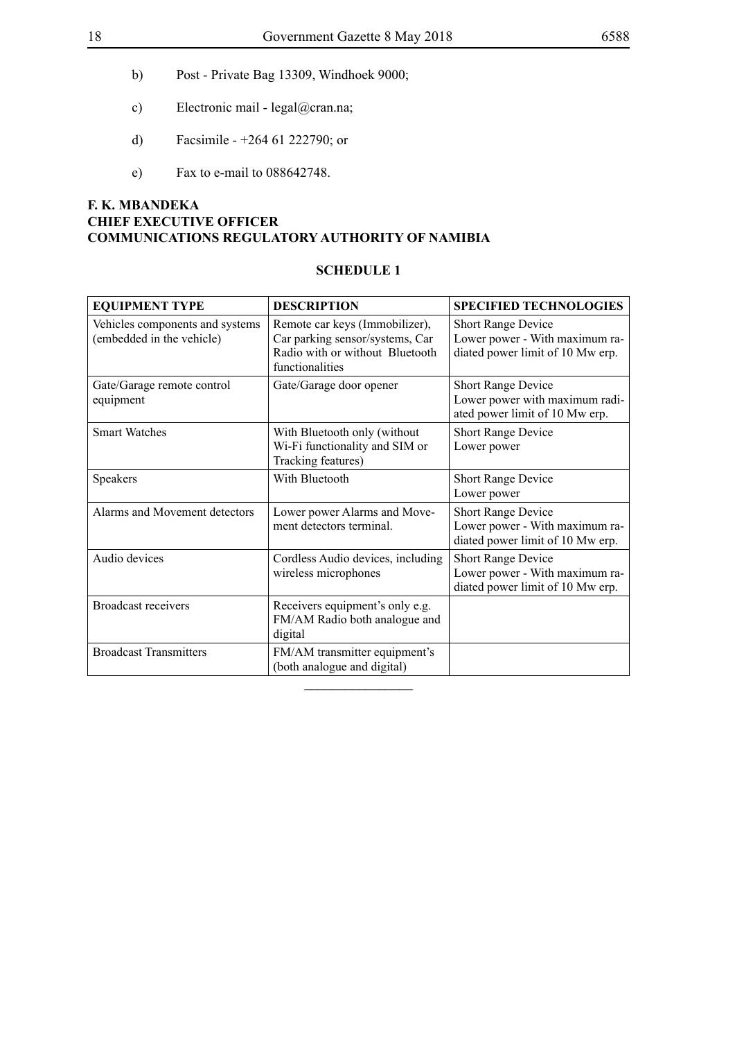b) Post - Private Bag 13309, Windhoek 9000;

c) Electronic mail - legal@cran.na;

d) Facsimile - +264 61 222790; or

e) Fax to e-mail to 088642748.

**F. K. MBANDEKA**
**CHIEF EXECUTIVE OFFICER**
**COMMUNICATIONS REGULATORY AUTHORITY OF NAMIBIA**

**SCHEDULE 1**

| EQUIPMENT TYPE | DESCRIPTION | SPECIFIED TECHNOLOGIES |
|---|---|---|
| Vehicles components and systems (embedded in the vehicle) | Remote car keys (Immobilizer), Car parking sensor/systems, Car Radio with or without Bluetooth functionalities | Short Range Device Lower power - With maximum radiated power limit of 10 Mw erp. |
| Gate/Garage remote control equipment | Gate/Garage door opener | Short Range Device Lower power with maximum radiated power limit of 10 Mw erp. |
| Smart Watches | With Bluetooth only (without Wi-Fi functionality and SIM or Tracking features) | Short Range Device Lower power |
| Speakers | With Bluetooth | Short Range Device Lower power |
| Alarms and Movement detectors | Lower power Alarms and Movement detectors terminal. | Short Range Device Lower power - With maximum radiated power limit of 10 Mw erp. |
| Audio devices | Cordless Audio devices, including wireless microphones | Short Range Device Lower power - With maximum radiated power limit of 10 Mw erp. |
| Broadcast receivers | Receivers equipment's only e.g. FM/AM Radio both analogue and digital | |
| Broadcast Transmitters | FM/AM transmitter equipment's (both analogue and digital) | |

________________